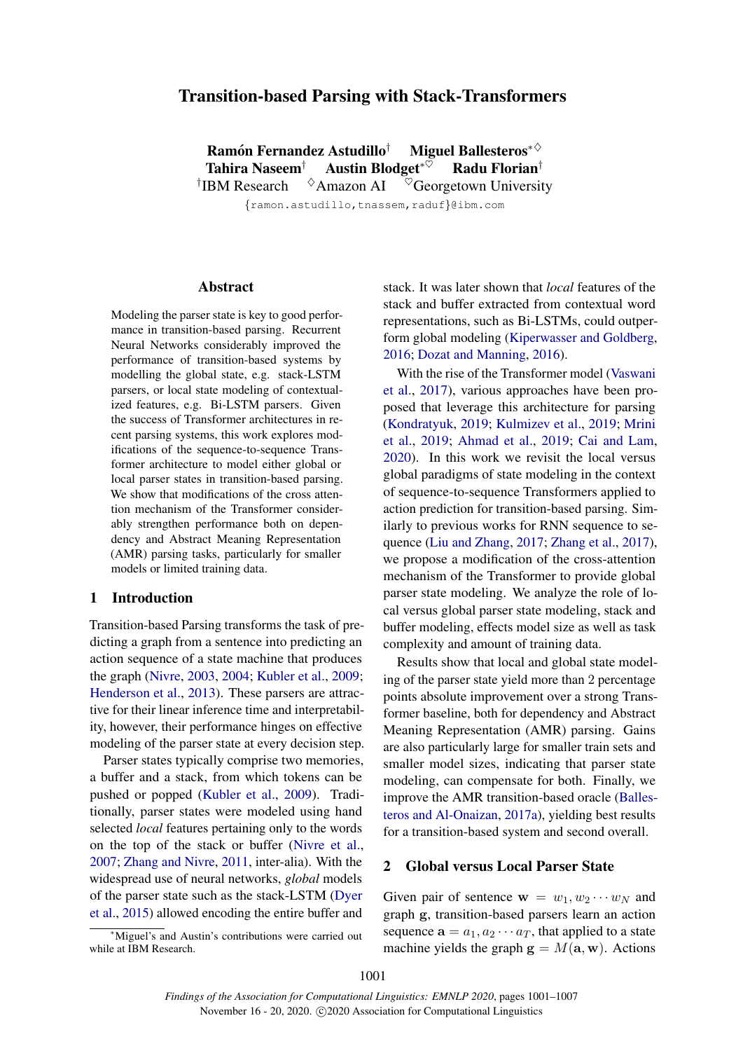# Transition-based Parsing with Stack-Transformers

**Ramón Fernandez Astudillo**[†] **Miguel Ballesteros**[*◇] **Tahira Naseem**[†] **Austin Blodget**[*♡] **Radu Florian**[†]

[†]IBM Research [◇]Amazon AI [♡]Georgetown University

{ramon.astudillo,tnassem,raduf}@ibm.com

## Abstract

Modeling the parser state is key to good performance in transition-based parsing. Recurrent Neural Networks considerably improved the performance of transition-based systems by modelling the global state, e.g. stack-LSTM parsers, or local state modeling of contextualized features, e.g. Bi-LSTM parsers. Given the success of Transformer architectures in recent parsing systems, this work explores modifications of the sequence-to-sequence Transformer architecture to model either global or local parser states in transition-based parsing. We show that modifications of the cross attention mechanism of the Transformer considerably strengthen performance both on dependency and Abstract Meaning Representation (AMR) parsing tasks, particularly for smaller models or limited training data.

## 1 Introduction

Transition-based Parsing transforms the task of predicting a graph from a sentence into predicting an action sequence of a state machine that produces the graph (Nivre, 2003, 2004; Kubler et al., 2009; Henderson et al., 2013). These parsers are attractive for their linear inference time and interpretability, however, their performance hinges on effective modeling of the parser state at every decision step.

Parser states typically comprise two memories, a buffer and a stack, from which tokens can be pushed or popped (Kubler et al., 2009). Traditionally, parser states were modeled using hand selected *local* features pertaining only to the words on the top of the stack or buffer (Nivre et al., 2007; Zhang and Nivre, 2011, inter-alia). With the widespread use of neural networks, *global* models of the parser state such as the stack-LSTM (Dyer et al., 2015) allowed encoding the entire buffer and stack. It was later shown that *local* features of the stack and buffer extracted from contextual word representations, such as Bi-LSTMs, could outperform global modeling (Kiperwasser and Goldberg, 2016; Dozat and Manning, 2016).

With the rise of the Transformer model (Vaswani et al., 2017), various approaches have been proposed that leverage this architecture for parsing (Kondratyuk, 2019; Kulmizev et al., 2019; Mrini et al., 2019; Ahmad et al., 2019; Cai and Lam, 2020). In this work we revisit the local versus global paradigms of state modeling in the context of sequence-to-sequence Transformers applied to action prediction for transition-based parsing. Similarly to previous works for RNN sequence to sequence (Liu and Zhang, 2017; Zhang et al., 2017), we propose a modification of the cross-attention mechanism of the Transformer to provide global parser state modeling. We analyze the role of local versus global parser state modeling, stack and buffer modeling, effects model size as well as task complexity and amount of training data.

Results show that local and global state modeling of the parser state yield more than 2 percentage points absolute improvement over a strong Transformer baseline, both for dependency and Abstract Meaning Representation (AMR) parsing. Gains are also particularly large for smaller train sets and smaller model sizes, indicating that parser state modeling, can compensate for both. Finally, we improve the AMR transition-based oracle (Ballesteros and Al-Onaizan, 2017a), yielding best results for a transition-based system and second overall.

## 2 Global versus Local Parser State

Given pair of sentence $\mathbf{w} = w_1, w_2 \cdots w_N$ and graph $\mathbf{g}$, transition-based parsers learn an action sequence $\mathbf{a} = a_1, a_2 \cdots a_T$, that applied to a state machine yields the graph $\mathbf{g} = M(\mathbf{a}, \mathbf{w})$. Actions

[*]Miguel's and Austin's contributions were carried out while at IBM Research.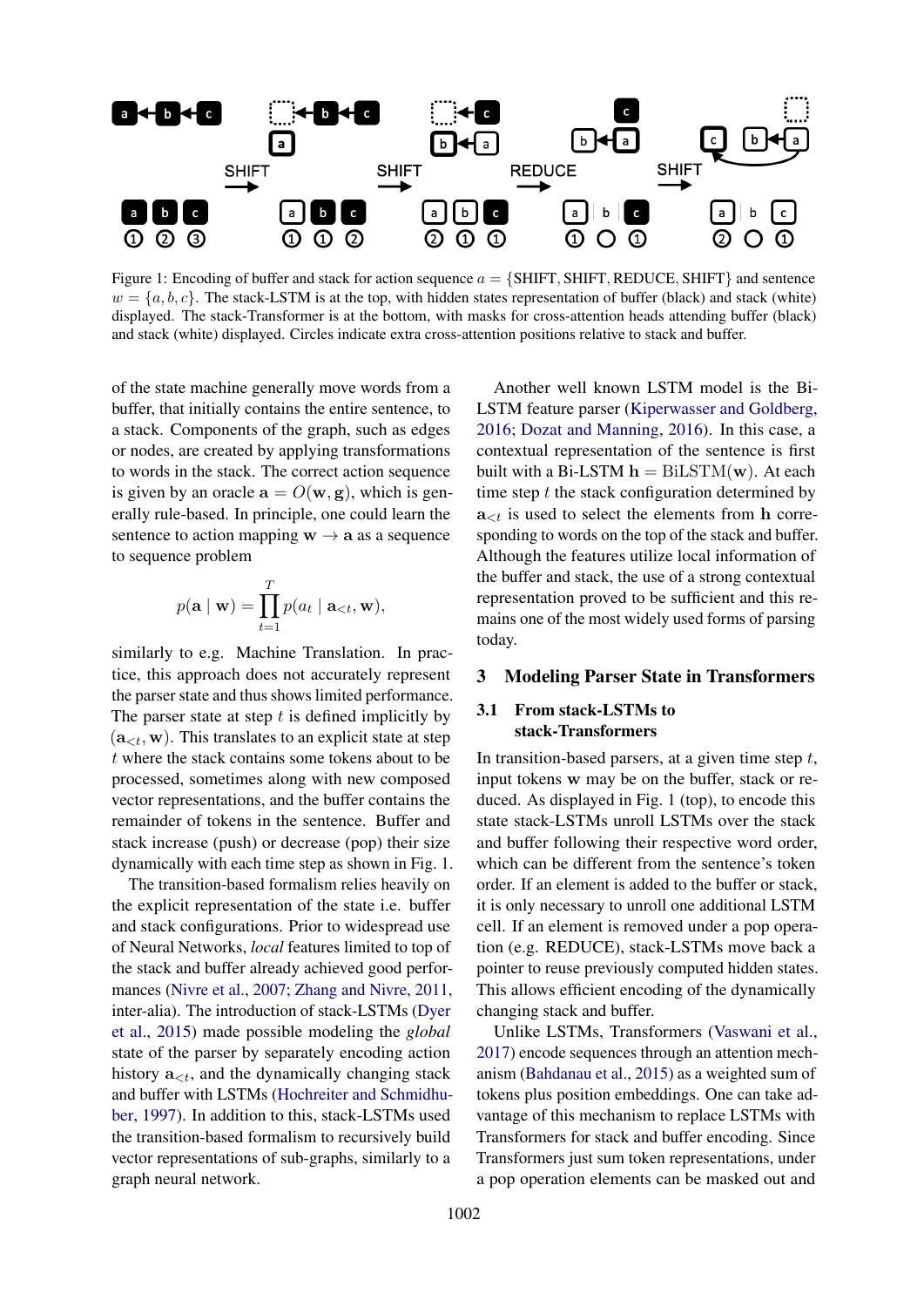Figure 1: Encoding of buffer and stack for action sequence $a = \{\text{SHIFT}, \text{SHIFT}, \text{REDUCE}, \text{SHIFT}\}$ and sentence $w = \{a, b, c\}$. The stack-LSTM is at the top, with hidden states representation of buffer (black) and stack (white) displayed. The stack-Transformer is at the bottom, with masks for cross-attention heads attending buffer (black) and stack (white) displayed. Circles indicate extra cross-attention positions relative to stack and buffer.

of the state machine generally move words from a buffer, that initially contains the entire sentence, to a stack. Components of the graph, such as edges or nodes, are created by applying transformations to words in the stack. The correct action sequence is given by an oracle $\mathbf{a} = O(\mathbf{w}, \mathbf{g})$, which is generally rule-based. In principle, one could learn the sentence to action mapping $\mathbf{w} \to \mathbf{a}$ as a sequence to sequence problem

$$p(\mathbf{a} \mid \mathbf{w}) = \prod_{t=1}^{T} p(a_t \mid \mathbf{a}_{<t}, \mathbf{w}),$$

similarly to e.g. Machine Translation. In practice, this approach does not accurately represent the parser state and thus shows limited performance. The parser state at step $t$ is defined implicitly by $(\mathbf{a}_{<t}, \mathbf{w})$. This translates to an explicit state at step $t$ where the stack contains some tokens about to be processed, sometimes along with new composed vector representations, and the buffer contains the remainder of tokens in the sentence. Buffer and stack increase (push) or decrease (pop) their size dynamically with each time step as shown in Fig. 1.

The transition-based formalism relies heavily on the explicit representation of the state i.e. buffer and stack configurations. Prior to widespread use of Neural Networks, *local* features limited to top of the stack and buffer already achieved good performances (Nivre et al., 2007; Zhang and Nivre, 2011, inter-alia). The introduction of stack-LSTMs (Dyer et al., 2015) made possible modeling the *global* state of the parser by separately encoding action history $\mathbf{a}_{<t}$, and the dynamically changing stack and buffer with LSTMs (Hochreiter and Schmidhuber, 1997). In addition to this, stack-LSTMs used the transition-based formalism to recursively build vector representations of sub-graphs, similarly to a graph neural network.

Another well known LSTM model is the Bi-LSTM feature parser (Kiperwasser and Goldberg, 2016; Dozat and Manning, 2016). In this case, a contextual representation of the sentence is first built with a Bi-LSTM $\mathbf{h} = \text{BiLSTM}(\mathbf{w})$. At each time step $t$ the stack configuration determined by $\mathbf{a}_{<t}$ is used to select the elements from $\mathbf{h}$ corresponding to words on the top of the stack and buffer. Although the features utilize local information of the buffer and stack, the use of a strong contextual representation proved to be sufficient and this remains one of the most widely used forms of parsing today.

## 3 Modeling Parser State in Transformers

### 3.1 From stack-LSTMs to stack-Transformers

In transition-based parsers, at a given time step $t$, input tokens $\mathbf{w}$ may be on the buffer, stack or reduced. As displayed in Fig. 1 (top), to encode this state stack-LSTMs unroll LSTMs over the stack and buffer following their respective word order, which can be different from the sentence's token order. If an element is added to the buffer or stack, it is only necessary to unroll one additional LSTM cell. If an element is removed under a pop operation (e.g. REDUCE), stack-LSTMs move back a pointer to reuse previously computed hidden states. This allows efficient encoding of the dynamically changing stack and buffer.

Unlike LSTMs, Transformers (Vaswani et al., 2017) encode sequences through an attention mechanism (Bahdanau et al., 2015) as a weighted sum of tokens plus position embeddings. One can take advantage of this mechanism to replace LSTMs with Transformers for stack and buffer encoding. Since Transformers just sum token representations, under a pop operation elements can be masked out and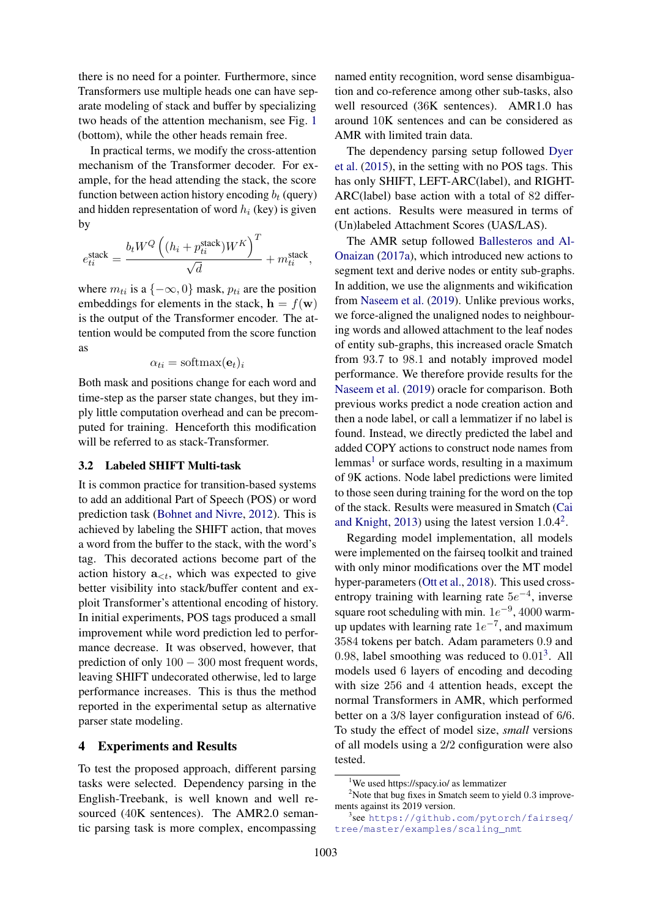there is no need for a pointer. Furthermore, since Transformers use multiple heads one can have separate modeling of stack and buffer by specializing two heads of the attention mechanism, see Fig. 1 (bottom), while the other heads remain free.

In practical terms, we modify the cross-attention mechanism of the Transformer decoder. For example, for the head attending the stack, the score function between action history encoding $b_t$ (query) and hidden representation of word $h_i$ (key) is given by

$$e^{\text{stack}}_{ti} = \frac{b_t W^Q \left( (h_i + p^{\text{stack}}_{ti}) W^K \right)^T}{\sqrt{d}} + m^{\text{stack}}_{ti},$$

where $m_{ti}$ is a $\{-\infty, 0\}$ mask, $p_{ti}$ are the position embeddings for elements in the stack, $\mathbf{h} = f(\mathbf{w})$ is the output of the Transformer encoder. The attention would be computed from the score function as

$$\alpha_{ti} = \text{softmax}(\mathbf{e}_t)_i$$

Both mask and positions change for each word and time-step as the parser state changes, but they imply little computation overhead and can be precomputed for training. Henceforth this modification will be referred to as stack-Transformer.

### 3.2 Labeled SHIFT Multi-task

It is common practice for transition-based systems to add an additional Part of Speech (POS) or word prediction task (Bohnet and Nivre, 2012). This is achieved by labeling the SHIFT action, that moves a word from the buffer to the stack, with the word's tag. This decorated actions become part of the action history $\mathbf{a}_{<t}$, which was expected to give better visibility into stack/buffer content and exploit Transformer's attentional encoding of history. In initial experiments, POS tags produced a small improvement while word prediction led to performance decrease. It was observed, however, that prediction of only $100-300$ most frequent words, leaving SHIFT undecorated otherwise, led to large performance increases. This is thus the method reported in the experimental setup as alternative parser state modeling.

## 4 Experiments and Results

To test the proposed approach, different parsing tasks were selected. Dependency parsing in the English-Treebank, is well known and well resourced (40K sentences). The AMR2.0 semantic parsing task is more complex, encompassing named entity recognition, word sense disambiguation and co-reference among other sub-tasks, also well resourced (36K sentences). AMR1.0 has around 10K sentences and can be considered as AMR with limited train data.

The dependency parsing setup followed Dyer et al. (2015), in the setting with no POS tags. This has only SHIFT, LEFT-ARC(label), and RIGHT-ARC(label) base action with a total of 82 different actions. Results were measured in terms of (Un)labeled Attachment Scores (UAS/LAS).

The AMR setup followed Ballesteros and Al-Onaizan (2017a), which introduced new actions to segment text and derive nodes or entity sub-graphs. In addition, we use the alignments and wikification from Naseem et al. (2019). Unlike previous works, we force-aligned the unaligned nodes to neighbouring words and allowed attachment to the leaf nodes of entity sub-graphs, this increased oracle Smatch from 93.7 to 98.1 and notably improved model performance. We therefore provide results for the Naseem et al. (2019) oracle for comparison. Both previous works predict a node creation action and then a node label, or call a lemmatizer if no label is found. Instead, we directly predicted the label and added COPY actions to construct node names from lemmas[1] or surface words, resulting in a maximum of 9K actions. Node label predictions were limited to those seen during training for the word on the top of the stack. Results were measured in Smatch (Cai and Knight, 2013) using the latest version 1.0.4[2].

Regarding model implementation, all models were implemented on the fairseq toolkit and trained with only minor modifications over the MT model hyper-parameters (Ott et al., 2018). This used cross-entropy training with learning rate $5e^{-4}$, inverse square root scheduling with min. $1e^{-9}$, 4000 warm-up updates with learning rate $1e^{-7}$, and maximum 3584 tokens per batch. Adam parameters 0.9 and 0.98, label smoothing was reduced to 0.01[3]. All models used 6 layers of encoding and decoding with size 256 and 4 attention heads, except the normal Transformers in AMR, which performed better on a 3/8 layer configuration instead of 6/6. To study the effect of model size, *small* versions of all models using a 2/2 configuration were also tested.

[1] We used https://spacy.io/ as lemmatizer

[2] Note that bug fixes in Smatch seem to yield 0.3 improvements against its 2019 version.

[3] see https://github.com/pytorch/fairseq/tree/master/examples/scaling_nmt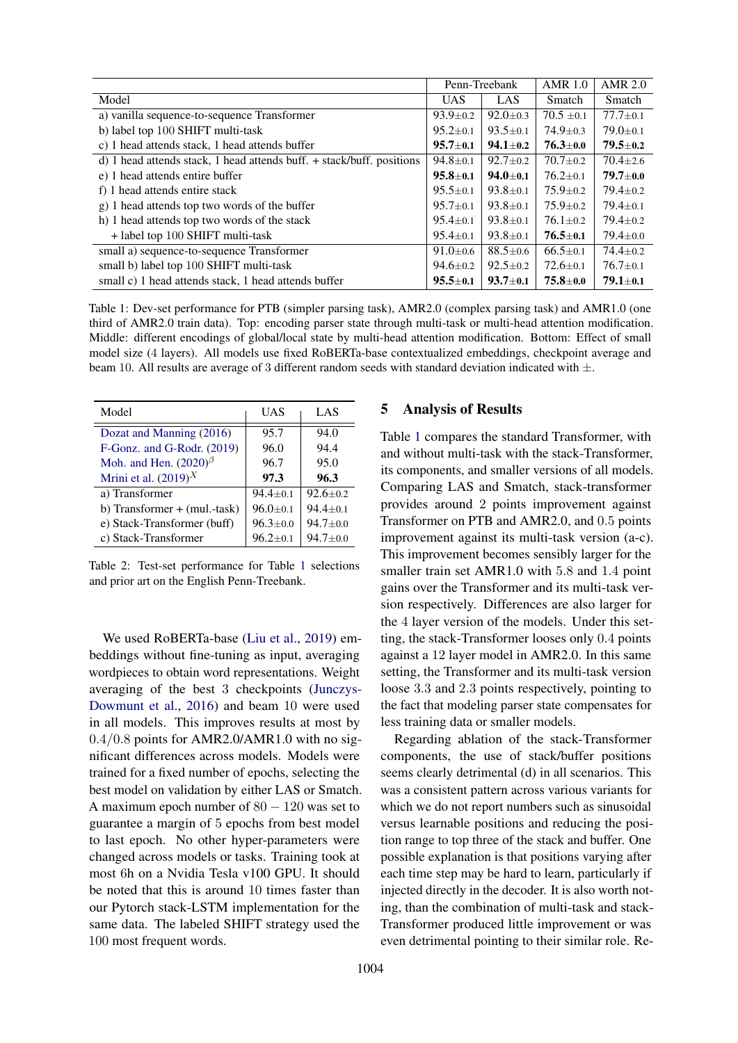| Model | Penn-Treebank | | AMR 1.0 | AMR 2.0 |
|---|---|---|---|---|
| | UAS | LAS | Smatch | Smatch |
| a) vanilla sequence-to-sequence Transformer | 93.9±0.2 | 92.0±0.3 | 70.5 ±0.1 | 77.7±0.1 |
| b) label top 100 SHIFT multi-task | 95.2±0.1 | 93.5±0.1 | 74.9±0.3 | 79.0±0.1 |
| c) 1 head attends stack, 1 head attends buffer | **95.7±0.1** | **94.1±0.2** | **76.3±0.0** | **79.5±0.2** |
| d) 1 head attends stack, 1 head attends buff. + stack/buff. positions | 94.8±0.1 | 92.7±0.2 | 70.7±0.2 | 70.4±2.6 |
| e) 1 head attends entire buffer | **95.8±0.1** | **94.0±0.1** | 76.2±0.1 | **79.7±0.0** |
| f) 1 head attends entire stack | 95.5±0.1 | 93.8±0.1 | 75.9±0.2 | 79.4±0.2 |
| g) 1 head attends top two words of the buffer | 95.7±0.1 | 93.8±0.1 | 75.9±0.2 | 79.4±0.1 |
| h) 1 head attends top two words of the stack | 95.4±0.1 | 93.8±0.1 | 76.1±0.2 | 79.4±0.2 |
| + label top 100 SHIFT multi-task | 95.4±0.1 | 93.8±0.1 | **76.5±0.1** | 79.4±0.0 |
| small a) sequence-to-sequence Transformer | 91.0±0.6 | 88.5±0.6 | 66.5±0.1 | 74.4±0.2 |
| small b) label top 100 SHIFT multi-task | 94.6±0.2 | 92.5±0.2 | 72.6±0.1 | 76.7±0.1 |
| small c) 1 head attends stack, 1 head attends buffer | **95.5±0.1** | **93.7±0.1** | **75.8±0.0** | **79.1±0.1** |

Table 1: Dev-set performance for PTB (simpler parsing task), AMR2.0 (complex parsing task) and AMR1.0 (one third of AMR2.0 train data). Top: encoding parser state through multi-task or multi-head attention modification. Middle: different encodings of global/local state by multi-head attention modification. Bottom: Effect of small model size (4 layers). All models use fixed RoBERTa-base contextualized embeddings, checkpoint average and beam 10. All results are average of 3 different random seeds with standard deviation indicated with ±.

| Model | UAS | LAS |
|---|---|---|
| Dozat and Manning (2016) | 95.7 | 94.0 |
| F-Gonz. and G-Rodr. (2019) | 96.0 | 94.4 |
| Moh. and Hen. (2020)$^{\beta}$ | 96.7 | 95.0 |
| Mrini et al. (2019)$^{X}$ | **97.3** | **96.3** |
| a) Transformer | 94.4±0.1 | 92.6±0.2 |
| b) Transformer + (mul.-task) | 96.0±0.1 | 94.4±0.1 |
| e) Stack-Transformer (buff) | 96.3±0.0 | 94.7±0.0 |
| c) Stack-Transformer | 96.2±0.1 | 94.7±0.0 |

Table 2: Test-set performance for Table 1 selections and prior art on the English Penn-Treebank.

We used RoBERTa-base (Liu et al., 2019) embeddings without fine-tuning as input, averaging wordpieces to obtain word representations. Weight averaging of the best 3 checkpoints (Junczys-Dowmunt et al., 2016) and beam 10 were used in all models. This improves results at most by 0.4/0.8 points for AMR2.0/AMR1.0 with no significant differences across models. Models were trained for a fixed number of epochs, selecting the best model on validation by either LAS or Smatch. A maximum epoch number of $80-120$ was set to guarantee a margin of 5 epochs from best model to last epoch. No other hyper-parameters were changed across models or tasks. Training took at most 6h on a Nvidia Tesla v100 GPU. It should be noted that this is around 10 times faster than our Pytorch stack-LSTM implementation for the same data. The labeled SHIFT strategy used the 100 most frequent words.

## 5 Analysis of Results

Table 1 compares the standard Transformer, with and without multi-task with the stack-Transformer, its components, and smaller versions of all models. Comparing LAS and Smatch, stack-transformer provides around 2 points improvement against Transformer on PTB and AMR2.0, and 0.5 points improvement against its multi-task version (a-c). This improvement becomes sensibly larger for the smaller train set AMR1.0 with 5.8 and 1.4 point gains over the Transformer and its multi-task version respectively. Differences are also larger for the 4 layer version of the models. Under this setting, the stack-Transformer looses only 0.4 points against a 12 layer model in AMR2.0. In this same setting, the Transformer and its multi-task version loose 3.3 and 2.3 points respectively, pointing to the fact that modeling parser state compensates for less training data or smaller models.

Regarding ablation of the stack-Transformer components, the use of stack/buffer positions seems clearly detrimental (d) in all scenarios. This was a consistent pattern across various variants for which we do not report numbers such as sinusoidal versus learnable positions and reducing the position range to top three of the stack and buffer. One possible explanation is that positions varying after each time step may be hard to learn, particularly if injected directly in the decoder. It is also worth noting, than the combination of multi-task and stack-Transformer produced little improvement or was even detrimental pointing to their similar role. Re-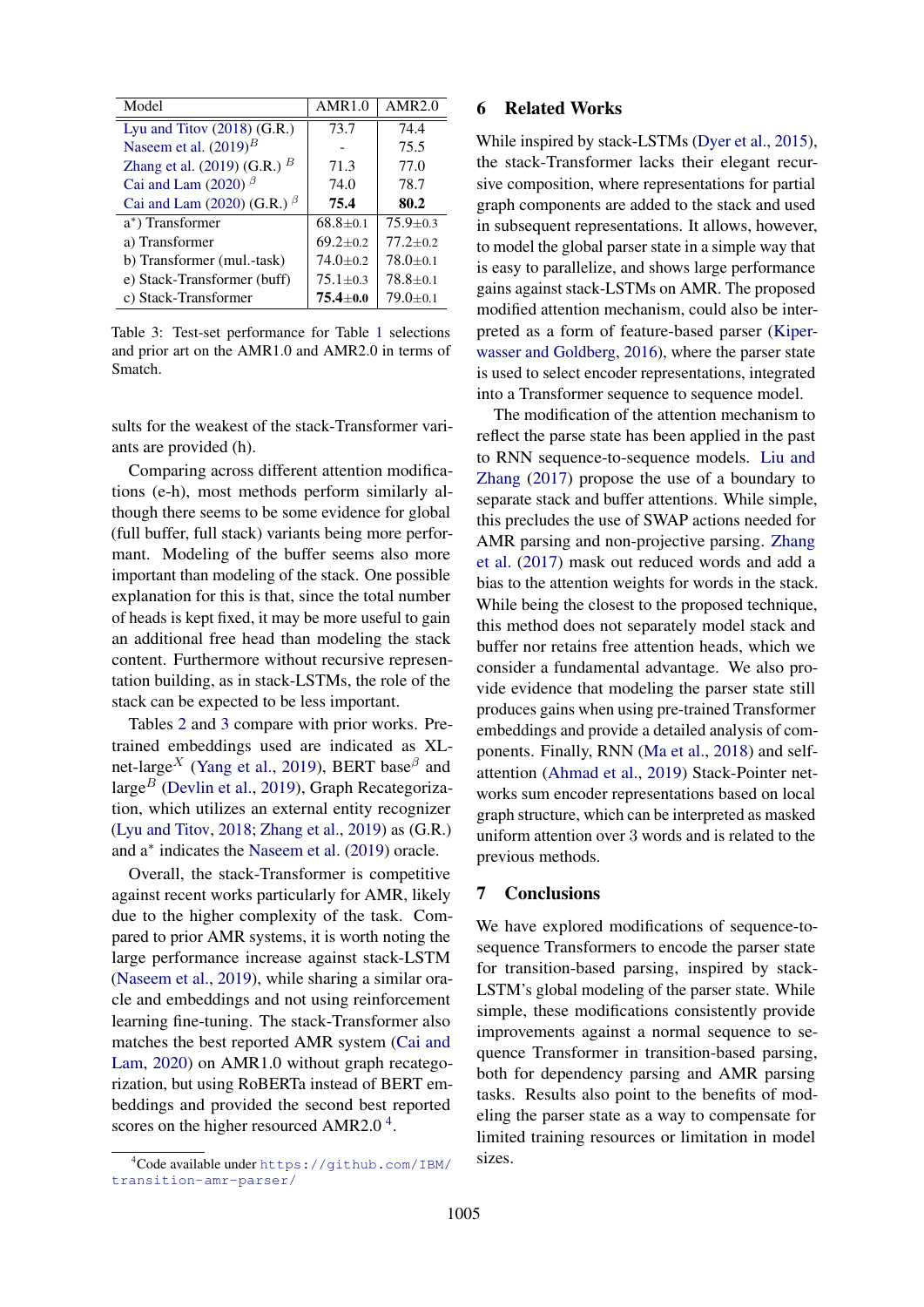| Model | AMR1.0 | AMR2.0 |
|---|---|---|
| Lyu and Titov (2018) (G.R.) | 73.7 | 74.4 |
| Naseem et al. (2019)$^{B}$ | - | 75.5 |
| Zhang et al. (2019) (G.R.) $^{B}$ | 71.3 | 77.0 |
| Cai and Lam (2020) $^{\beta}$ | 74.0 | 78.7 |
| Cai and Lam (2020) (G.R.) $^{\beta}$ | **75.4** | **80.2** |
| a*) Transformer | 68.8±0.1 | 75.9±0.3 |
| a) Transformer | 69.2±0.2 | 77.2±0.2 |
| b) Transformer (mul.-task) | 74.0±0.2 | 78.0±0.1 |
| e) Stack-Transformer (buff) | 75.1±0.3 | 78.8±0.1 |
| c) Stack-Transformer | **75.4**±0.0 | 79.0±0.1 |

Table 3: Test-set performance for Table 1 selections and prior art on the AMR1.0 and AMR2.0 in terms of Smatch.

sults for the weakest of the stack-Transformer variants are provided (h).

Comparing across different attention modifications (e-h), most methods perform similarly although there seems to be some evidence for global (full buffer, full stack) variants being more performant. Modeling of the buffer seems also more important than modeling of the stack. One possible explanation for this is that, since the total number of heads is kept fixed, it may be more useful to gain an additional free head than modeling the stack content. Furthermore without recursive representation building, as in stack-LSTMs, the role of the stack can be expected to be less important.

Tables 2 and 3 compare with prior works. Pretrained embeddings used are indicated as XL-net-large$^{X}$ (Yang et al., 2019), BERT base$^{\beta}$ and large$^{B}$ (Devlin et al., 2019), Graph Recategorization, which utilizes an external entity recognizer (Lyu and Titov, 2018; Zhang et al., 2019) as (G.R.) and a* indicates the Naseem et al. (2019) oracle.

Overall, the stack-Transformer is competitive against recent works particularly for AMR, likely due to the higher complexity of the task. Compared to prior AMR systems, it is worth noting the large performance increase against stack-LSTM (Naseem et al., 2019), while sharing a similar oracle and embeddings and not using reinforcement learning fine-tuning. The stack-Transformer also matches the best reported AMR system (Cai and Lam, 2020) on AMR1.0 without graph recategorization, but using RoBERTa instead of BERT embeddings and provided the second best reported scores on the higher resourced AMR2.0 [4].

[4] Code available under https://github.com/IBM/transition-amr-parser/

## 6 Related Works

While inspired by stack-LSTMs (Dyer et al., 2015), the stack-Transformer lacks their elegant recursive composition, where representations for partial graph components are added to the stack and used in subsequent representations. It allows, however, to model the global parser state in a simple way that is easy to parallelize, and shows large performance gains against stack-LSTMs on AMR. The proposed modified attention mechanism, could also be interpreted as a form of feature-based parser (Kiperwasser and Goldberg, 2016), where the parser state is used to select encoder representations, integrated into a Transformer sequence to sequence model.

The modification of the attention mechanism to reflect the parse state has been applied in the past to RNN sequence-to-sequence models. Liu and Zhang (2017) propose the use of a boundary to separate stack and buffer attentions. While simple, this precludes the use of SWAP actions needed for AMR parsing and non-projective parsing. Zhang et al. (2017) mask out reduced words and add a bias to the attention weights for words in the stack. While being the closest to the proposed technique, this method does not separately model stack and buffer nor retains free attention heads, which we consider a fundamental advantage. We also provide evidence that modeling the parser state still produces gains when using pre-trained Transformer embeddings and provide a detailed analysis of components. Finally, RNN (Ma et al., 2018) and self-attention (Ahmad et al., 2019) Stack-Pointer networks sum encoder representations based on local graph structure, which can be interpreted as masked uniform attention over 3 words and is related to the previous methods.

## 7 Conclusions

We have explored modifications of sequence-to-sequence Transformers to encode the parser state for transition-based parsing, inspired by stack-LSTM's global modeling of the parser state. While simple, these modifications consistently provide improvements against a normal sequence to sequence Transformer in transition-based parsing, both for dependency parsing and AMR parsing tasks. Results also point to the benefits of modeling the parser state as a way to compensate for limited training resources or limitation in model sizes.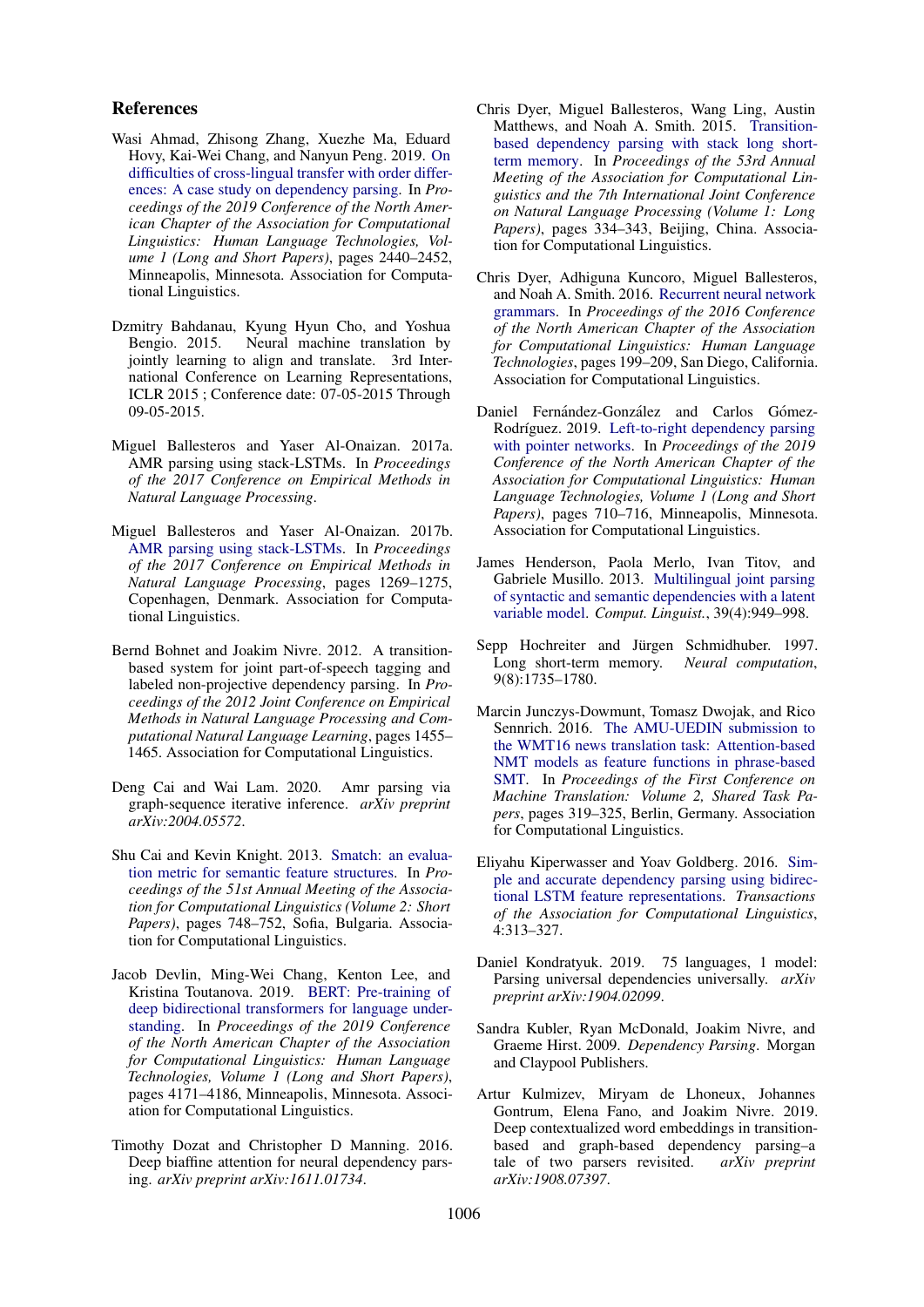## References

Wasi Ahmad, Zhisong Zhang, Xuezhe Ma, Eduard Hovy, Kai-Wei Chang, and Nanyun Peng. 2019. On difficulties of cross-lingual transfer with order differences: A case study on dependency parsing. In *Proceedings of the 2019 Conference of the North American Chapter of the Association for Computational Linguistics: Human Language Technologies, Volume 1 (Long and Short Papers)*, pages 2440–2452, Minneapolis, Minnesota. Association for Computational Linguistics.

Dzmitry Bahdanau, Kyung Hyun Cho, and Yoshua Bengio. 2015. Neural machine translation by jointly learning to align and translate. 3rd International Conference on Learning Representations, ICLR 2015 ; Conference date: 07-05-2015 Through 09-05-2015.

Miguel Ballesteros and Yaser Al-Onaizan. 2017a. AMR parsing using stack-LSTMs. In *Proceedings of the 2017 Conference on Empirical Methods in Natural Language Processing*.

Miguel Ballesteros and Yaser Al-Onaizan. 2017b. AMR parsing using stack-LSTMs. In *Proceedings of the 2017 Conference on Empirical Methods in Natural Language Processing*, pages 1269–1275, Copenhagen, Denmark. Association for Computational Linguistics.

Bernd Bohnet and Joakim Nivre. 2012. A transition-based system for joint part-of-speech tagging and labeled non-projective dependency parsing. In *Proceedings of the 2012 Joint Conference on Empirical Methods in Natural Language Processing and Computational Natural Language Learning*, pages 1455–1465. Association for Computational Linguistics.

Deng Cai and Wai Lam. 2020. Amr parsing via graph-sequence iterative inference. *arXiv preprint arXiv:2004.05572*.

Shu Cai and Kevin Knight. 2013. Smatch: an evaluation metric for semantic feature structures. In *Proceedings of the 51st Annual Meeting of the Association for Computational Linguistics (Volume 2: Short Papers)*, pages 748–752, Sofia, Bulgaria. Association for Computational Linguistics.

Jacob Devlin, Ming-Wei Chang, Kenton Lee, and Kristina Toutanova. 2019. BERT: Pre-training of deep bidirectional transformers for language understanding. In *Proceedings of the 2019 Conference of the North American Chapter of the Association for Computational Linguistics: Human Language Technologies, Volume 1 (Long and Short Papers)*, pages 4171–4186, Minneapolis, Minnesota. Association for Computational Linguistics.

Timothy Dozat and Christopher D Manning. 2016. Deep biaffine attention for neural dependency parsing. *arXiv preprint arXiv:1611.01734*.

Chris Dyer, Miguel Ballesteros, Wang Ling, Austin Matthews, and Noah A. Smith. 2015. Transition-based dependency parsing with stack long short-term memory. In *Proceedings of the 53rd Annual Meeting of the Association for Computational Linguistics and the 7th International Joint Conference on Natural Language Processing (Volume 1: Long Papers)*, pages 334–343, Beijing, China. Association for Computational Linguistics.

Chris Dyer, Adhiguna Kuncoro, Miguel Ballesteros, and Noah A. Smith. 2016. Recurrent neural network grammars. In *Proceedings of the 2016 Conference of the North American Chapter of the Association for Computational Linguistics: Human Language Technologies*, pages 199–209, San Diego, California. Association for Computational Linguistics.

Daniel Fernández-González and Carlos Gómez-Rodríguez. 2019. Left-to-right dependency parsing with pointer networks. In *Proceedings of the 2019 Conference of the North American Chapter of the Association for Computational Linguistics: Human Language Technologies, Volume 1 (Long and Short Papers)*, pages 710–716, Minneapolis, Minnesota. Association for Computational Linguistics.

James Henderson, Paola Merlo, Ivan Titov, and Gabriele Musillo. 2013. Multilingual joint parsing of syntactic and semantic dependencies with a latent variable model. *Comput. Linguist.*, 39(4):949–998.

Sepp Hochreiter and Jürgen Schmidhuber. 1997. Long short-term memory. *Neural computation*, 9(8):1735–1780.

Marcin Junczys-Dowmunt, Tomasz Dwojak, and Rico Sennrich. 2016. The AMU-UEDIN submission to the WMT16 news translation task: Attention-based NMT models as feature functions in phrase-based SMT. In *Proceedings of the First Conference on Machine Translation: Volume 2, Shared Task Papers*, pages 319–325, Berlin, Germany. Association for Computational Linguistics.

Eliyahu Kiperwasser and Yoav Goldberg. 2016. Simple and accurate dependency parsing using bidirectional LSTM feature representations. *Transactions of the Association for Computational Linguistics*, 4:313–327.

Daniel Kondratyuk. 2019. 75 languages, 1 model: Parsing universal dependencies universally. *arXiv preprint arXiv:1904.02099*.

Sandra Kubler, Ryan McDonald, Joakim Nivre, and Graeme Hirst. 2009. *Dependency Parsing*. Morgan and Claypool Publishers.

Artur Kulmizev, Miryam de Lhoneux, Johannes Gontrum, Elena Fano, and Joakim Nivre. 2019. Deep contextualized word embeddings in transition-based and graph-based dependency parsing–a tale of two parsers revisited. *arXiv preprint arXiv:1908.07397*.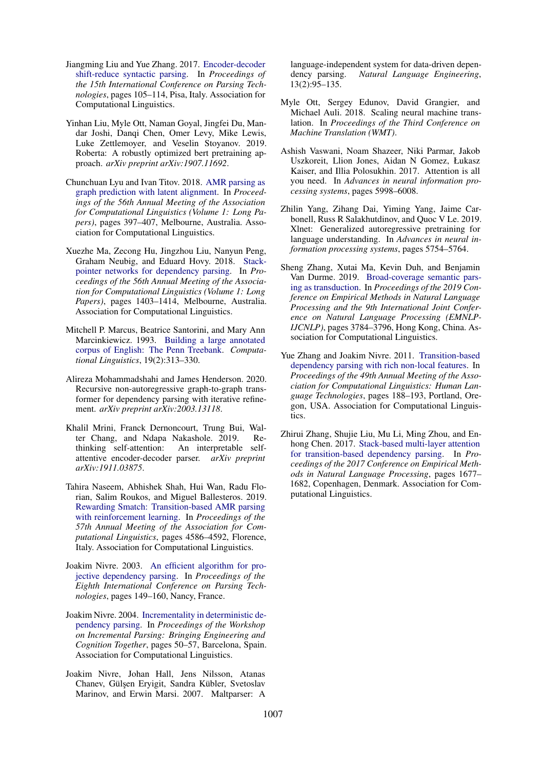Jiangming Liu and Yue Zhang. 2017. Encoder-decoder shift-reduce syntactic parsing. In *Proceedings of the 15th International Conference on Parsing Technologies*, pages 105–114, Pisa, Italy. Association for Computational Linguistics.

Yinhan Liu, Myle Ott, Naman Goyal, Jingfei Du, Mandar Joshi, Danqi Chen, Omer Levy, Mike Lewis, Luke Zettlemoyer, and Veselin Stoyanov. 2019. Roberta: A robustly optimized bert pretraining approach. *arXiv preprint arXiv:1907.11692*.

Chunchuan Lyu and Ivan Titov. 2018. AMR parsing as graph prediction with latent alignment. In *Proceedings of the 56th Annual Meeting of the Association for Computational Linguistics (Volume 1: Long Papers)*, pages 397–407, Melbourne, Australia. Association for Computational Linguistics.

Xuezhe Ma, Zecong Hu, Jingzhou Liu, Nanyun Peng, Graham Neubig, and Eduard Hovy. 2018. Stack-pointer networks for dependency parsing. In *Proceedings of the 56th Annual Meeting of the Association for Computational Linguistics (Volume 1: Long Papers)*, pages 1403–1414, Melbourne, Australia. Association for Computational Linguistics.

Mitchell P. Marcus, Beatrice Santorini, and Mary Ann Marcinkiewicz. 1993. Building a large annotated corpus of English: The Penn Treebank. *Computational Linguistics*, 19(2):313–330.

Alireza Mohammadshahi and James Henderson. 2020. Recursive non-autoregressive graph-to-graph transformer for dependency parsing with iterative refinement. *arXiv preprint arXiv:2003.13118*.

Khalil Mrini, Franck Dernoncourt, Trung Bui, Walter Chang, and Ndapa Nakashole. 2019. Rethinking self-attention: An interpretable self-attentive encoder-decoder parser. *arXiv preprint arXiv:1911.03875*.

Tahira Naseem, Abhishek Shah, Hui Wan, Radu Florian, Salim Roukos, and Miguel Ballesteros. 2019. Rewarding Smatch: Transition-based AMR parsing with reinforcement learning. In *Proceedings of the 57th Annual Meeting of the Association for Computational Linguistics*, pages 4586–4592, Florence, Italy. Association for Computational Linguistics.

Joakim Nivre. 2003. An efficient algorithm for projective dependency parsing. In *Proceedings of the Eighth International Conference on Parsing Technologies*, pages 149–160, Nancy, France.

Joakim Nivre. 2004. Incrementality in deterministic dependency parsing. In *Proceedings of the Workshop on Incremental Parsing: Bringing Engineering and Cognition Together*, pages 50–57, Barcelona, Spain. Association for Computational Linguistics.

Joakim Nivre, Johan Hall, Jens Nilsson, Atanas Chanev, Gülşen Eryigit, Sandra Kübler, Svetoslav Marinov, and Erwin Marsi. 2007. Maltparser: A language-independent system for data-driven dependency parsing. *Natural Language Engineering*, 13(2):95–135.

Myle Ott, Sergey Edunov, David Grangier, and Michael Auli. 2018. Scaling neural machine translation. In *Proceedings of the Third Conference on Machine Translation (WMT)*.

Ashish Vaswani, Noam Shazeer, Niki Parmar, Jakob Uszkoreit, Llion Jones, Aidan N Gomez, Łukasz Kaiser, and Illia Polosukhin. 2017. Attention is all you need. In *Advances in neural information processing systems*, pages 5998–6008.

Zhilin Yang, Zihang Dai, Yiming Yang, Jaime Carbonell, Russ R Salakhutdinov, and Quoc V Le. 2019. Xlnet: Generalized autoregressive pretraining for language understanding. In *Advances in neural information processing systems*, pages 5754–5764.

Sheng Zhang, Xutai Ma, Kevin Duh, and Benjamin Van Durme. 2019. Broad-coverage semantic parsing as transduction. In *Proceedings of the 2019 Conference on Empirical Methods in Natural Language Processing and the 9th International Joint Conference on Natural Language Processing (EMNLP-IJCNLP)*, pages 3784–3796, Hong Kong, China. Association for Computational Linguistics.

Yue Zhang and Joakim Nivre. 2011. Transition-based dependency parsing with rich non-local features. In *Proceedings of the 49th Annual Meeting of the Association for Computational Linguistics: Human Language Technologies*, pages 188–193, Portland, Oregon, USA. Association for Computational Linguistics.

Zhirui Zhang, Shujie Liu, Mu Li, Ming Zhou, and Enhong Chen. 2017. Stack-based multi-layer attention for transition-based dependency parsing. In *Proceedings of the 2017 Conference on Empirical Methods in Natural Language Processing*, pages 1677–1682, Copenhagen, Denmark. Association for Computational Linguistics.